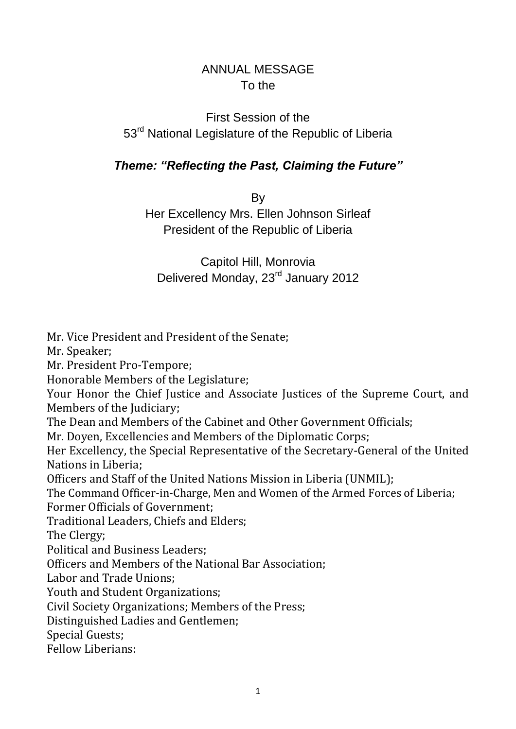# ANNUAL MESSAGE
To the

## First Session of the
53rd National Legislature of the Republic of Liberia

***Theme: "Reflecting the Past, Claiming the Future"***

By
Her Excellency Mrs. Ellen Johnson Sirleaf
President of the Republic of Liberia

Capitol Hill, Monrovia
Delivered Monday, 23rd January 2012

Mr. Vice President and President of the Senate;
Mr. Speaker;
Mr. President Pro-Tempore;
Honorable Members of the Legislature;
Your Honor the Chief Justice and Associate Justices of the Supreme Court, and Members of the Judiciary;
The Dean and Members of the Cabinet and Other Government Officials;
Mr. Doyen, Excellencies and Members of the Diplomatic Corps;
Her Excellency, the Special Representative of the Secretary-General of the United Nations in Liberia;
Officers and Staff of the United Nations Mission in Liberia (UNMIL);
The Command Officer-in-Charge, Men and Women of the Armed Forces of Liberia;
Former Officials of Government;
Traditional Leaders, Chiefs and Elders;
The Clergy;
Political and Business Leaders;
Officers and Members of the National Bar Association;
Labor and Trade Unions;
Youth and Student Organizations;
Civil Society Organizations; Members of the Press;
Distinguished Ladies and Gentlemen;
Special Guests;
Fellow Liberians: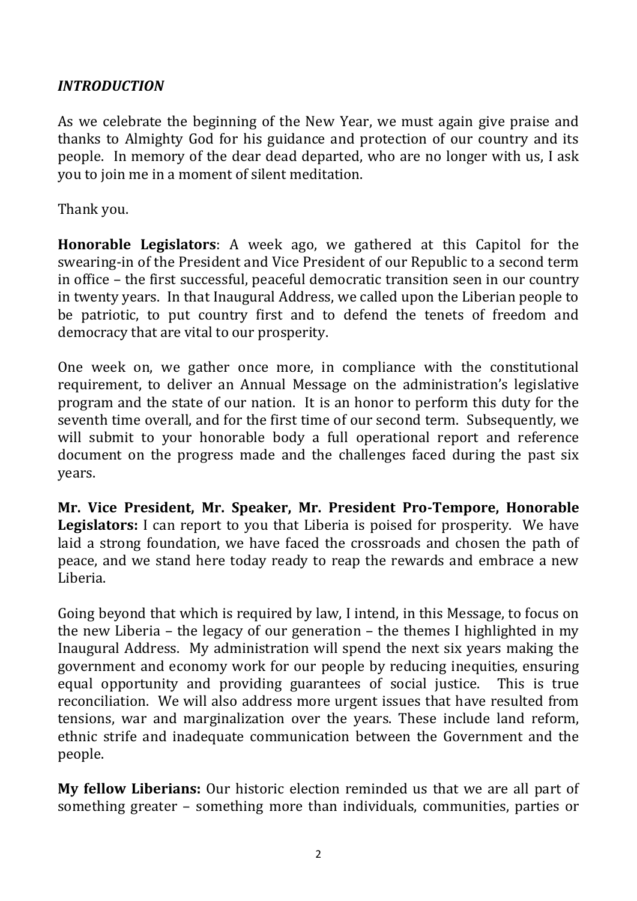***INTRODUCTION***

As we celebrate the beginning of the New Year, we must again give praise and thanks to Almighty God for his guidance and protection of our country and its people. In memory of the dear dead departed, who are no longer with us, I ask you to join me in a moment of silent meditation.

Thank you.

**Honorable Legislators**: A week ago, we gathered at this Capitol for the swearing-in of the President and Vice President of our Republic to a second term in office – the first successful, peaceful democratic transition seen in our country in twenty years. In that Inaugural Address, we called upon the Liberian people to be patriotic, to put country first and to defend the tenets of freedom and democracy that are vital to our prosperity.

One week on, we gather once more, in compliance with the constitutional requirement, to deliver an Annual Message on the administration's legislative program and the state of our nation. It is an honor to perform this duty for the seventh time overall, and for the first time of our second term. Subsequently, we will submit to your honorable body a full operational report and reference document on the progress made and the challenges faced during the past six years.

**Mr. Vice President, Mr. Speaker, Mr. President Pro-Tempore, Honorable Legislators:** I can report to you that Liberia is poised for prosperity. We have laid a strong foundation, we have faced the crossroads and chosen the path of peace, and we stand here today ready to reap the rewards and embrace a new Liberia.

Going beyond that which is required by law, I intend, in this Message, to focus on the new Liberia – the legacy of our generation – the themes I highlighted in my Inaugural Address. My administration will spend the next six years making the government and economy work for our people by reducing inequities, ensuring equal opportunity and providing guarantees of social justice. This is true reconciliation. We will also address more urgent issues that have resulted from tensions, war and marginalization over the years. These include land reform, ethnic strife and inadequate communication between the Government and the people.

**My fellow Liberians:** Our historic election reminded us that we are all part of something greater – something more than individuals, communities, parties or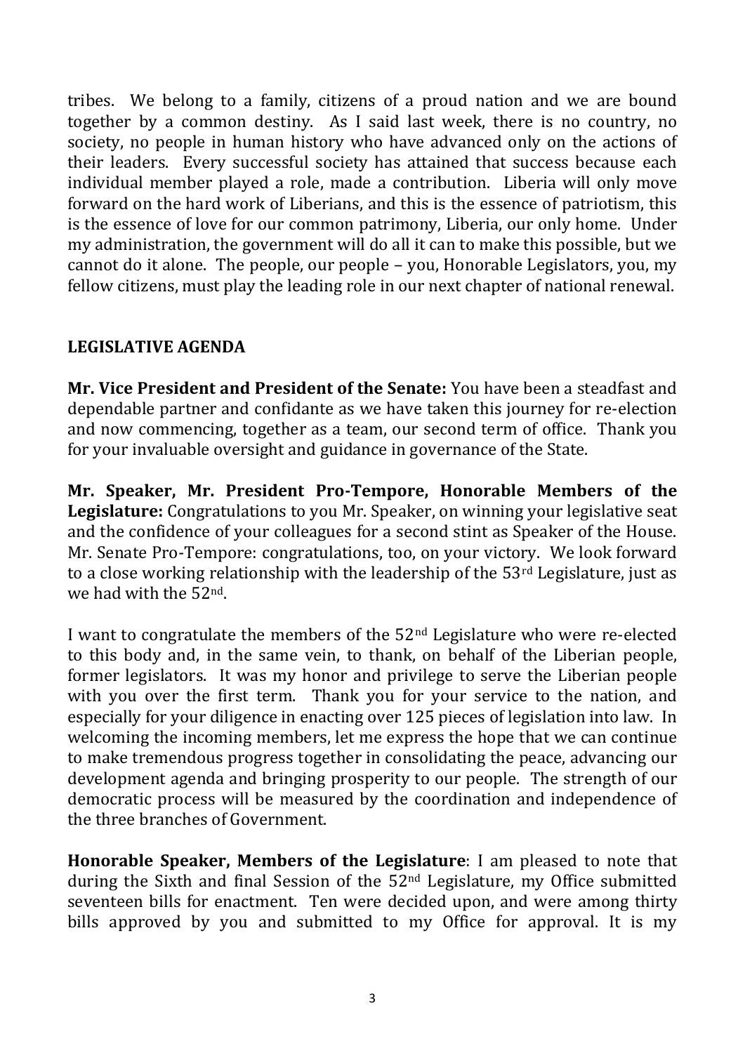tribes. We belong to a family, citizens of a proud nation and we are bound together by a common destiny. As I said last week, there is no country, no society, no people in human history who have advanced only on the actions of their leaders. Every successful society has attained that success because each individual member played a role, made a contribution. Liberia will only move forward on the hard work of Liberians, and this is the essence of patriotism, this is the essence of love for our common patrimony, Liberia, our only home. Under my administration, the government will do all it can to make this possible, but we cannot do it alone. The people, our people – you, Honorable Legislators, you, my fellow citizens, must play the leading role in our next chapter of national renewal.

## LEGISLATIVE AGENDA

**Mr. Vice President and President of the Senate:** You have been a steadfast and dependable partner and confidante as we have taken this journey for re-election and now commencing, together as a team, our second term of office. Thank you for your invaluable oversight and guidance in governance of the State.

**Mr. Speaker, Mr. President Pro-Tempore, Honorable Members of the Legislature:** Congratulations to you Mr. Speaker, on winning your legislative seat and the confidence of your colleagues for a second stint as Speaker of the House. Mr. Senate Pro-Tempore: congratulations, too, on your victory. We look forward to a close working relationship with the leadership of the 53rd Legislature, just as we had with the 52nd.

I want to congratulate the members of the 52nd Legislature who were re-elected to this body and, in the same vein, to thank, on behalf of the Liberian people, former legislators. It was my honor and privilege to serve the Liberian people with you over the first term. Thank you for your service to the nation, and especially for your diligence in enacting over 125 pieces of legislation into law. In welcoming the incoming members, let me express the hope that we can continue to make tremendous progress together in consolidating the peace, advancing our development agenda and bringing prosperity to our people. The strength of our democratic process will be measured by the coordination and independence of the three branches of Government.

**Honorable Speaker, Members of the Legislature**: I am pleased to note that during the Sixth and final Session of the 52nd Legislature, my Office submitted seventeen bills for enactment. Ten were decided upon, and were among thirty bills approved by you and submitted to my Office for approval. It is my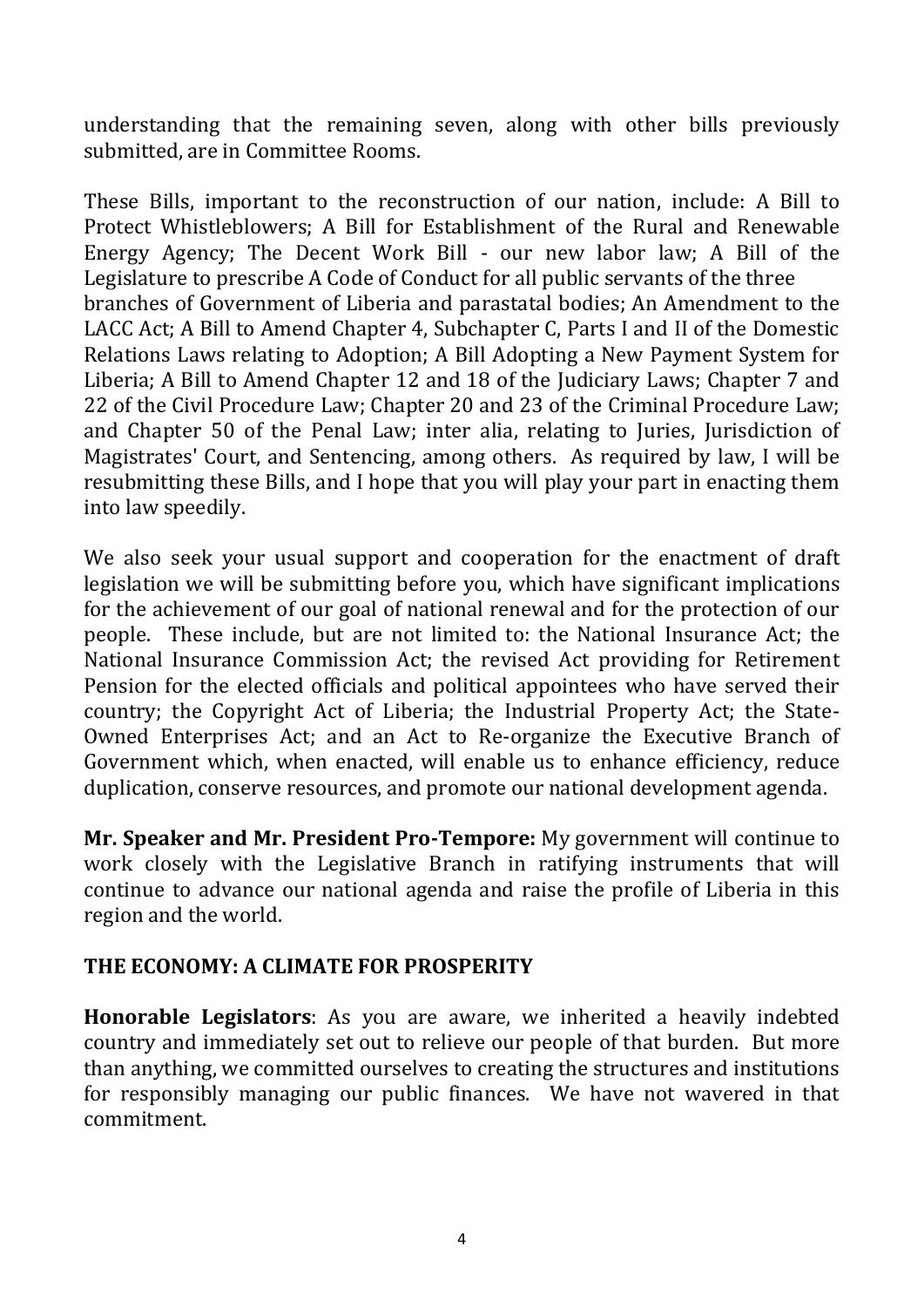understanding that the remaining seven, along with other bills previously submitted, are in Committee Rooms.

These Bills, important to the reconstruction of our nation, include: A Bill to Protect Whistleblowers; A Bill for Establishment of the Rural and Renewable Energy Agency; The Decent Work Bill - our new labor law; A Bill of the Legislature to prescribe A Code of Conduct for all public servants of the three branches of Government of Liberia and parastatal bodies; An Amendment to the LACC Act; A Bill to Amend Chapter 4, Subchapter C, Parts I and II of the Domestic Relations Laws relating to Adoption; A Bill Adopting a New Payment System for Liberia; A Bill to Amend Chapter 12 and 18 of the Judiciary Laws; Chapter 7 and 22 of the Civil Procedure Law; Chapter 20 and 23 of the Criminal Procedure Law; and Chapter 50 of the Penal Law; inter alia, relating to Juries, Jurisdiction of Magistrates' Court, and Sentencing, among others. As required by law, I will be resubmitting these Bills, and I hope that you will play your part in enacting them into law speedily.

We also seek your usual support and cooperation for the enactment of draft legislation we will be submitting before you, which have significant implications for the achievement of our goal of national renewal and for the protection of our people. These include, but are not limited to: the National Insurance Act; the National Insurance Commission Act; the revised Act providing for Retirement Pension for the elected officials and political appointees who have served their country; the Copyright Act of Liberia; the Industrial Property Act; the State-Owned Enterprises Act; and an Act to Re-organize the Executive Branch of Government which, when enacted, will enable us to enhance efficiency, reduce duplication, conserve resources, and promote our national development agenda.

**Mr. Speaker and Mr. President Pro-Tempore:** My government will continue to work closely with the Legislative Branch in ratifying instruments that will continue to advance our national agenda and raise the profile of Liberia in this region and the world.

## THE ECONOMY: A CLIMATE FOR PROSPERITY

**Honorable Legislators**: As you are aware, we inherited a heavily indebted country and immediately set out to relieve our people of that burden. But more than anything, we committed ourselves to creating the structures and institutions for responsibly managing our public finances. We have not wavered in that commitment.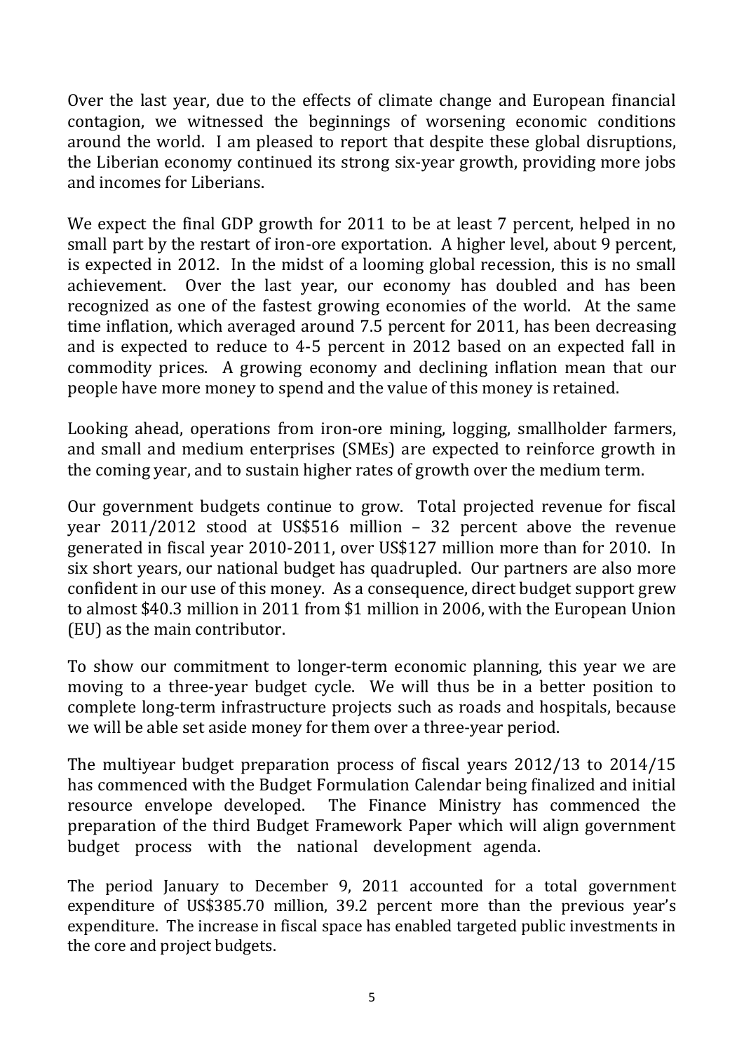Over the last year, due to the effects of climate change and European financial contagion, we witnessed the beginnings of worsening economic conditions around the world. I am pleased to report that despite these global disruptions, the Liberian economy continued its strong six-year growth, providing more jobs and incomes for Liberians.

We expect the final GDP growth for 2011 to be at least 7 percent, helped in no small part by the restart of iron-ore exportation. A higher level, about 9 percent, is expected in 2012. In the midst of a looming global recession, this is no small achievement. Over the last year, our economy has doubled and has been recognized as one of the fastest growing economies of the world. At the same time inflation, which averaged around 7.5 percent for 2011, has been decreasing and is expected to reduce to 4-5 percent in 2012 based on an expected fall in commodity prices. A growing economy and declining inflation mean that our people have more money to spend and the value of this money is retained.

Looking ahead, operations from iron-ore mining, logging, smallholder farmers, and small and medium enterprises (SMEs) are expected to reinforce growth in the coming year, and to sustain higher rates of growth over the medium term.

Our government budgets continue to grow. Total projected revenue for fiscal year 2011/2012 stood at US$516 million – 32 percent above the revenue generated in fiscal year 2010-2011, over US$127 million more than for 2010. In six short years, our national budget has quadrupled. Our partners are also more confident in our use of this money. As a consequence, direct budget support grew to almost $40.3 million in 2011 from $1 million in 2006, with the European Union (EU) as the main contributor.

To show our commitment to longer-term economic planning, this year we are moving to a three-year budget cycle. We will thus be in a better position to complete long-term infrastructure projects such as roads and hospitals, because we will be able set aside money for them over a three-year period.

The multiyear budget preparation process of fiscal years 2012/13 to 2014/15 has commenced with the Budget Formulation Calendar being finalized and initial resource envelope developed. The Finance Ministry has commenced the preparation of the third Budget Framework Paper which will align government budget process with the national development agenda.

The period January to December 9, 2011 accounted for a total government expenditure of US$385.70 million, 39.2 percent more than the previous year's expenditure. The increase in fiscal space has enabled targeted public investments in the core and project budgets.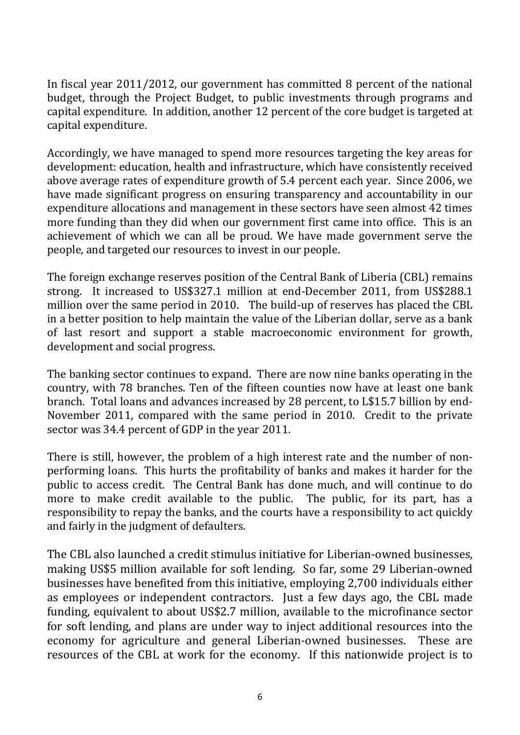In fiscal year 2011/2012, our government has committed 8 percent of the national budget, through the Project Budget, to public investments through programs and capital expenditure. In addition, another 12 percent of the core budget is targeted at capital expenditure.

Accordingly, we have managed to spend more resources targeting the key areas for development: education, health and infrastructure, which have consistently received above average rates of expenditure growth of 5.4 percent each year. Since 2006, we have made significant progress on ensuring transparency and accountability in our expenditure allocations and management in these sectors have seen almost 42 times more funding than they did when our government first came into office. This is an achievement of which we can all be proud. We have made government serve the people, and targeted our resources to invest in our people.

The foreign exchange reserves position of the Central Bank of Liberia (CBL) remains strong. It increased to US$327.1 million at end-December 2011, from US$288.1 million over the same period in 2010. The build-up of reserves has placed the CBL in a better position to help maintain the value of the Liberian dollar, serve as a bank of last resort and support a stable macroeconomic environment for growth, development and social progress.

The banking sector continues to expand. There are now nine banks operating in the country, with 78 branches. Ten of the fifteen counties now have at least one bank branch. Total loans and advances increased by 28 percent, to L$15.7 billion by end-November 2011, compared with the same period in 2010. Credit to the private sector was 34.4 percent of GDP in the year 2011.

There is still, however, the problem of a high interest rate and the number of non-performing loans. This hurts the profitability of banks and makes it harder for the public to access credit. The Central Bank has done much, and will continue to do more to make credit available to the public. The public, for its part, has a responsibility to repay the banks, and the courts have a responsibility to act quickly and fairly in the judgment of defaulters.

The CBL also launched a credit stimulus initiative for Liberian-owned businesses, making US$5 million available for soft lending. So far, some 29 Liberian-owned businesses have benefited from this initiative, employing 2,700 individuals either as employees or independent contractors. Just a few days ago, the CBL made funding, equivalent to about US$2.7 million, available to the microfinance sector for soft lending, and plans are under way to inject additional resources into the economy for agriculture and general Liberian-owned businesses. These are resources of the CBL at work for the economy. If this nationwide project is to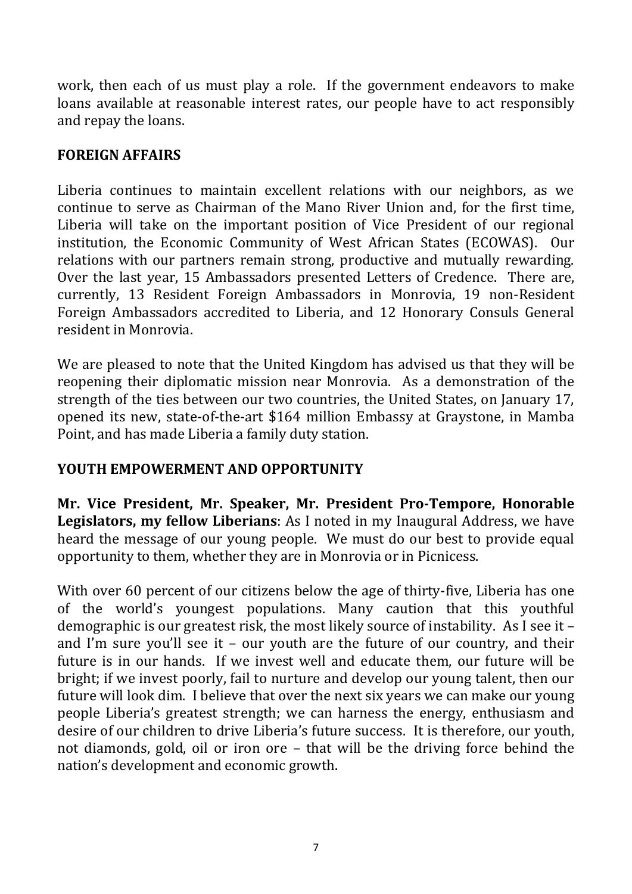work, then each of us must play a role. If the government endeavors to make loans available at reasonable interest rates, our people have to act responsibly and repay the loans.

## FOREIGN AFFAIRS

Liberia continues to maintain excellent relations with our neighbors, as we continue to serve as Chairman of the Mano River Union and, for the first time, Liberia will take on the important position of Vice President of our regional institution, the Economic Community of West African States (ECOWAS). Our relations with our partners remain strong, productive and mutually rewarding. Over the last year, 15 Ambassadors presented Letters of Credence. There are, currently, 13 Resident Foreign Ambassadors in Monrovia, 19 non-Resident Foreign Ambassadors accredited to Liberia, and 12 Honorary Consuls General resident in Monrovia.

We are pleased to note that the United Kingdom has advised us that they will be reopening their diplomatic mission near Monrovia. As a demonstration of the strength of the ties between our two countries, the United States, on January 17, opened its new, state-of-the-art $164 million Embassy at Graystone, in Mamba Point, and has made Liberia a family duty station.

## YOUTH EMPOWERMENT AND OPPORTUNITY

**Mr. Vice President, Mr. Speaker, Mr. President Pro-Tempore, Honorable Legislators, my fellow Liberians**: As I noted in my Inaugural Address, we have heard the message of our young people. We must do our best to provide equal opportunity to them, whether they are in Monrovia or in Picnicess.

With over 60 percent of our citizens below the age of thirty-five, Liberia has one of the world's youngest populations. Many caution that this youthful demographic is our greatest risk, the most likely source of instability. As I see it – and I'm sure you'll see it – our youth are the future of our country, and their future is in our hands. If we invest well and educate them, our future will be bright; if we invest poorly, fail to nurture and develop our young talent, then our future will look dim. I believe that over the next six years we can make our young people Liberia's greatest strength; we can harness the energy, enthusiasm and desire of our children to drive Liberia's future success. It is therefore, our youth, not diamonds, gold, oil or iron ore – that will be the driving force behind the nation's development and economic growth.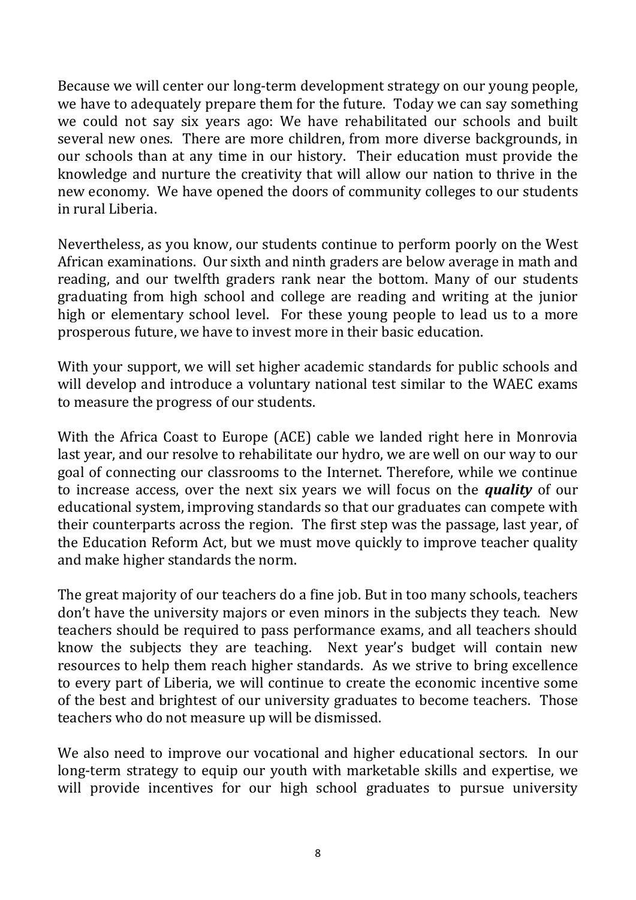Because we will center our long-term development strategy on our young people, we have to adequately prepare them for the future. Today we can say something we could not say six years ago: We have rehabilitated our schools and built several new ones. There are more children, from more diverse backgrounds, in our schools than at any time in our history. Their education must provide the knowledge and nurture the creativity that will allow our nation to thrive in the new economy. We have opened the doors of community colleges to our students in rural Liberia.

Nevertheless, as you know, our students continue to perform poorly on the West African examinations. Our sixth and ninth graders are below average in math and reading, and our twelfth graders rank near the bottom. Many of our students graduating from high school and college are reading and writing at the junior high or elementary school level. For these young people to lead us to a more prosperous future, we have to invest more in their basic education.

With your support, we will set higher academic standards for public schools and will develop and introduce a voluntary national test similar to the WAEC exams to measure the progress of our students.

With the Africa Coast to Europe (ACE) cable we landed right here in Monrovia last year, and our resolve to rehabilitate our hydro, we are well on our way to our goal of connecting our classrooms to the Internet. Therefore, while we continue to increase access, over the next six years we will focus on the ***quality*** of our educational system, improving standards so that our graduates can compete with their counterparts across the region. The first step was the passage, last year, of the Education Reform Act, but we must move quickly to improve teacher quality and make higher standards the norm.

The great majority of our teachers do a fine job. But in too many schools, teachers don't have the university majors or even minors in the subjects they teach. New teachers should be required to pass performance exams, and all teachers should know the subjects they are teaching. Next year's budget will contain new resources to help them reach higher standards. As we strive to bring excellence to every part of Liberia, we will continue to create the economic incentive some of the best and brightest of our university graduates to become teachers. Those teachers who do not measure up will be dismissed.

We also need to improve our vocational and higher educational sectors. In our long-term strategy to equip our youth with marketable skills and expertise, we will provide incentives for our high school graduates to pursue university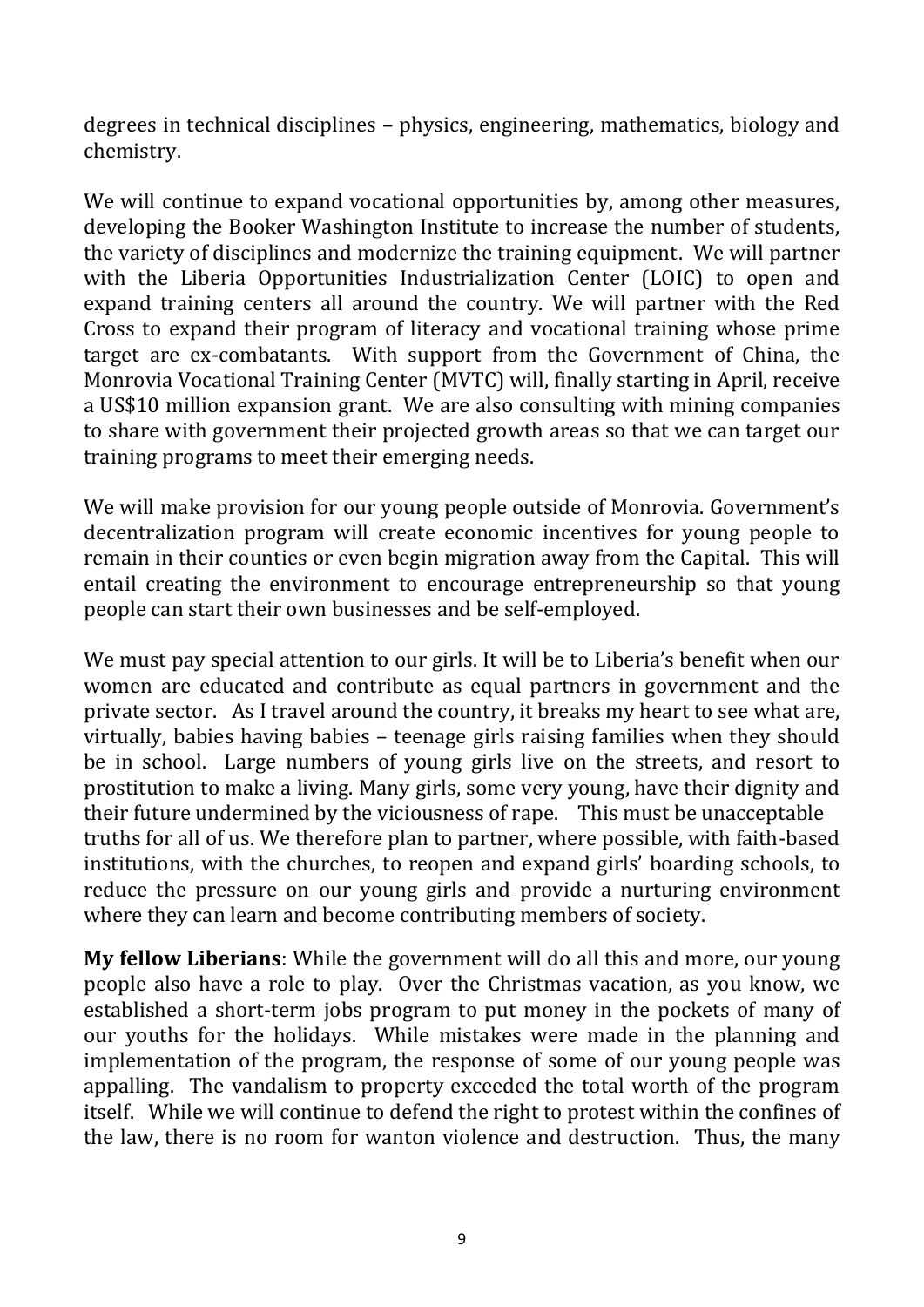degrees in technical disciplines – physics, engineering, mathematics, biology and chemistry.

We will continue to expand vocational opportunities by, among other measures, developing the Booker Washington Institute to increase the number of students, the variety of disciplines and modernize the training equipment. We will partner with the Liberia Opportunities Industrialization Center (LOIC) to open and expand training centers all around the country. We will partner with the Red Cross to expand their program of literacy and vocational training whose prime target are ex-combatants. With support from the Government of China, the Monrovia Vocational Training Center (MVTC) will, finally starting in April, receive a US$10 million expansion grant. We are also consulting with mining companies to share with government their projected growth areas so that we can target our training programs to meet their emerging needs.

We will make provision for our young people outside of Monrovia. Government's decentralization program will create economic incentives for young people to remain in their counties or even begin migration away from the Capital. This will entail creating the environment to encourage entrepreneurship so that young people can start their own businesses and be self-employed.

We must pay special attention to our girls. It will be to Liberia's benefit when our women are educated and contribute as equal partners in government and the private sector. As I travel around the country, it breaks my heart to see what are, virtually, babies having babies – teenage girls raising families when they should be in school. Large numbers of young girls live on the streets, and resort to prostitution to make a living. Many girls, some very young, have their dignity and their future undermined by the viciousness of rape. This must be unacceptable truths for all of us. We therefore plan to partner, where possible, with faith-based institutions, with the churches, to reopen and expand girls' boarding schools, to reduce the pressure on our young girls and provide a nurturing environment where they can learn and become contributing members of society.

**My fellow Liberians**: While the government will do all this and more, our young people also have a role to play. Over the Christmas vacation, as you know, we established a short-term jobs program to put money in the pockets of many of our youths for the holidays. While mistakes were made in the planning and implementation of the program, the response of some of our young people was appalling. The vandalism to property exceeded the total worth of the program itself. While we will continue to defend the right to protest within the confines of the law, there is no room for wanton violence and destruction. Thus, the many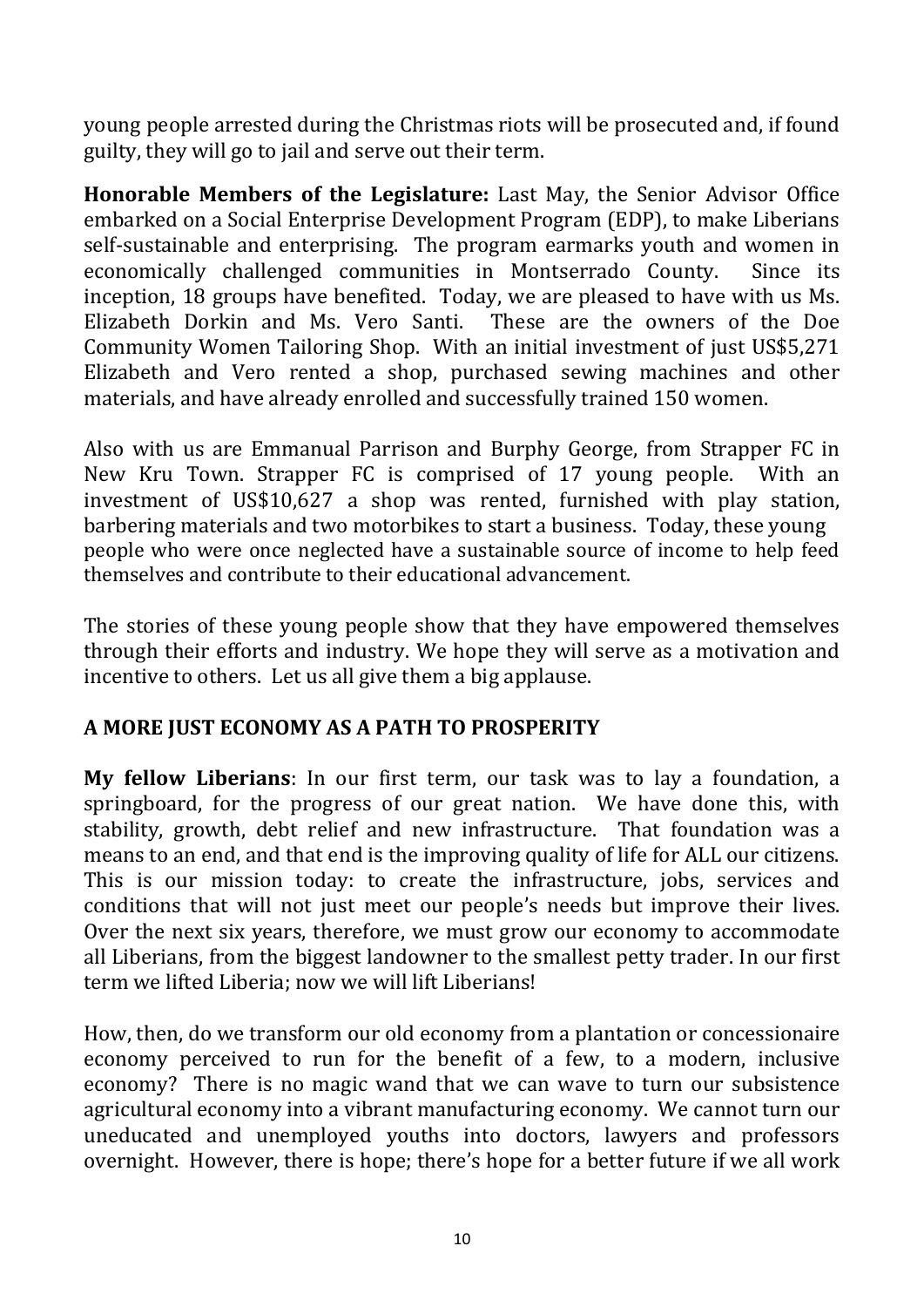young people arrested during the Christmas riots will be prosecuted and, if found guilty, they will go to jail and serve out their term.

**Honorable Members of the Legislature:** Last May, the Senior Advisor Office embarked on a Social Enterprise Development Program (EDP), to make Liberians self-sustainable and enterprising. The program earmarks youth and women in economically challenged communities in Montserrado County. Since its inception, 18 groups have benefited. Today, we are pleased to have with us Ms. Elizabeth Dorkin and Ms. Vero Santi. These are the owners of the Doe Community Women Tailoring Shop. With an initial investment of just US$5,271 Elizabeth and Vero rented a shop, purchased sewing machines and other materials, and have already enrolled and successfully trained 150 women.

Also with us are Emmanual Parrison and Burphy George, from Strapper FC in New Kru Town. Strapper FC is comprised of 17 young people. With an investment of US$10,627 a shop was rented, furnished with play station, barbering materials and two motorbikes to start a business. Today, these young people who were once neglected have a sustainable source of income to help feed themselves and contribute to their educational advancement.

The stories of these young people show that they have empowered themselves through their efforts and industry. We hope they will serve as a motivation and incentive to others. Let us all give them a big applause.

## A MORE JUST ECONOMY AS A PATH TO PROSPERITY

**My fellow Liberians**: In our first term, our task was to lay a foundation, a springboard, for the progress of our great nation. We have done this, with stability, growth, debt relief and new infrastructure. That foundation was a means to an end, and that end is the improving quality of life for ALL our citizens. This is our mission today: to create the infrastructure, jobs, services and conditions that will not just meet our people's needs but improve their lives. Over the next six years, therefore, we must grow our economy to accommodate all Liberians, from the biggest landowner to the smallest petty trader. In our first term we lifted Liberia; now we will lift Liberians!

How, then, do we transform our old economy from a plantation or concessionaire economy perceived to run for the benefit of a few, to a modern, inclusive economy? There is no magic wand that we can wave to turn our subsistence agricultural economy into a vibrant manufacturing economy. We cannot turn our uneducated and unemployed youths into doctors, lawyers and professors overnight. However, there is hope; there's hope for a better future if we all work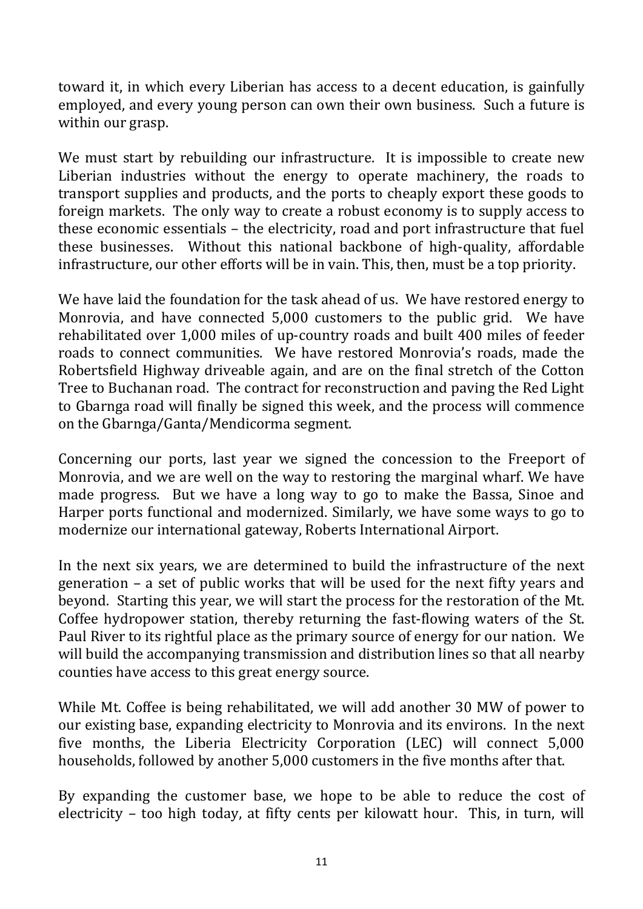toward it, in which every Liberian has access to a decent education, is gainfully employed, and every young person can own their own business. Such a future is within our grasp.

We must start by rebuilding our infrastructure. It is impossible to create new Liberian industries without the energy to operate machinery, the roads to transport supplies and products, and the ports to cheaply export these goods to foreign markets. The only way to create a robust economy is to supply access to these economic essentials – the electricity, road and port infrastructure that fuel these businesses. Without this national backbone of high-quality, affordable infrastructure, our other efforts will be in vain. This, then, must be a top priority.

We have laid the foundation for the task ahead of us. We have restored energy to Monrovia, and have connected 5,000 customers to the public grid. We have rehabilitated over 1,000 miles of up-country roads and built 400 miles of feeder roads to connect communities. We have restored Monrovia's roads, made the Robertsfield Highway driveable again, and are on the final stretch of the Cotton Tree to Buchanan road. The contract for reconstruction and paving the Red Light to Gbarnga road will finally be signed this week, and the process will commence on the Gbarnga/Ganta/Mendicorma segment.

Concerning our ports, last year we signed the concession to the Freeport of Monrovia, and we are well on the way to restoring the marginal wharf. We have made progress. But we have a long way to go to make the Bassa, Sinoe and Harper ports functional and modernized. Similarly, we have some ways to go to modernize our international gateway, Roberts International Airport.

In the next six years, we are determined to build the infrastructure of the next generation – a set of public works that will be used for the next fifty years and beyond. Starting this year, we will start the process for the restoration of the Mt. Coffee hydropower station, thereby returning the fast-flowing waters of the St. Paul River to its rightful place as the primary source of energy for our nation. We will build the accompanying transmission and distribution lines so that all nearby counties have access to this great energy source.

While Mt. Coffee is being rehabilitated, we will add another 30 MW of power to our existing base, expanding electricity to Monrovia and its environs. In the next five months, the Liberia Electricity Corporation (LEC) will connect 5,000 households, followed by another 5,000 customers in the five months after that.

By expanding the customer base, we hope to be able to reduce the cost of electricity – too high today, at fifty cents per kilowatt hour. This, in turn, will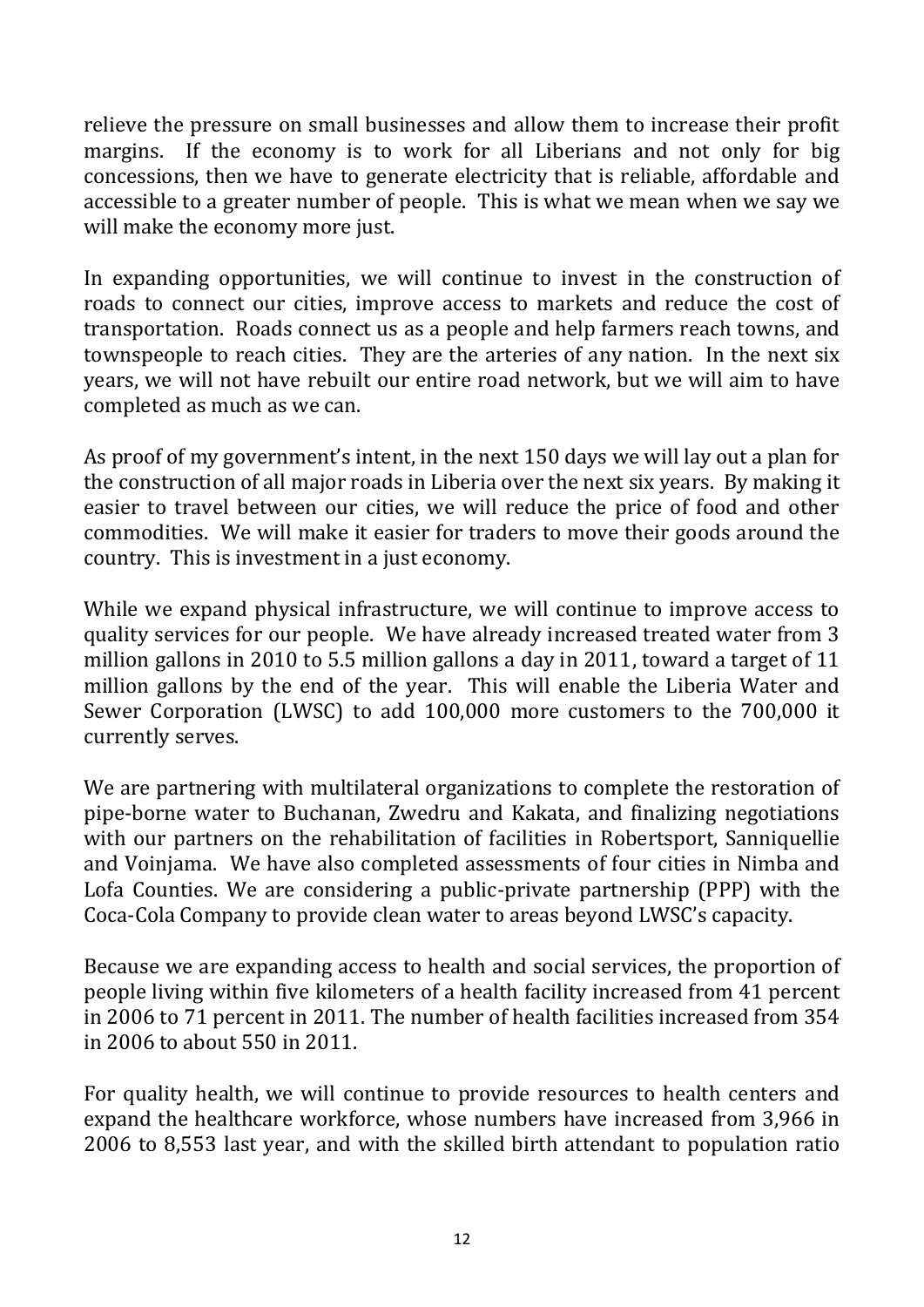relieve the pressure on small businesses and allow them to increase their profit margins. If the economy is to work for all Liberians and not only for big concessions, then we have to generate electricity that is reliable, affordable and accessible to a greater number of people. This is what we mean when we say we will make the economy more just.

In expanding opportunities, we will continue to invest in the construction of roads to connect our cities, improve access to markets and reduce the cost of transportation. Roads connect us as a people and help farmers reach towns, and townspeople to reach cities. They are the arteries of any nation. In the next six years, we will not have rebuilt our entire road network, but we will aim to have completed as much as we can.

As proof of my government's intent, in the next 150 days we will lay out a plan for the construction of all major roads in Liberia over the next six years. By making it easier to travel between our cities, we will reduce the price of food and other commodities. We will make it easier for traders to move their goods around the country. This is investment in a just economy.

While we expand physical infrastructure, we will continue to improve access to quality services for our people. We have already increased treated water from 3 million gallons in 2010 to 5.5 million gallons a day in 2011, toward a target of 11 million gallons by the end of the year. This will enable the Liberia Water and Sewer Corporation (LWSC) to add 100,000 more customers to the 700,000 it currently serves.

We are partnering with multilateral organizations to complete the restoration of pipe-borne water to Buchanan, Zwedru and Kakata, and finalizing negotiations with our partners on the rehabilitation of facilities in Robertsport, Sanniquellie and Voinjama. We have also completed assessments of four cities in Nimba and Lofa Counties. We are considering a public-private partnership (PPP) with the Coca-Cola Company to provide clean water to areas beyond LWSC's capacity.

Because we are expanding access to health and social services, the proportion of people living within five kilometers of a health facility increased from 41 percent in 2006 to 71 percent in 2011. The number of health facilities increased from 354 in 2006 to about 550 in 2011.

For quality health, we will continue to provide resources to health centers and expand the healthcare workforce, whose numbers have increased from 3,966 in 2006 to 8,553 last year, and with the skilled birth attendant to population ratio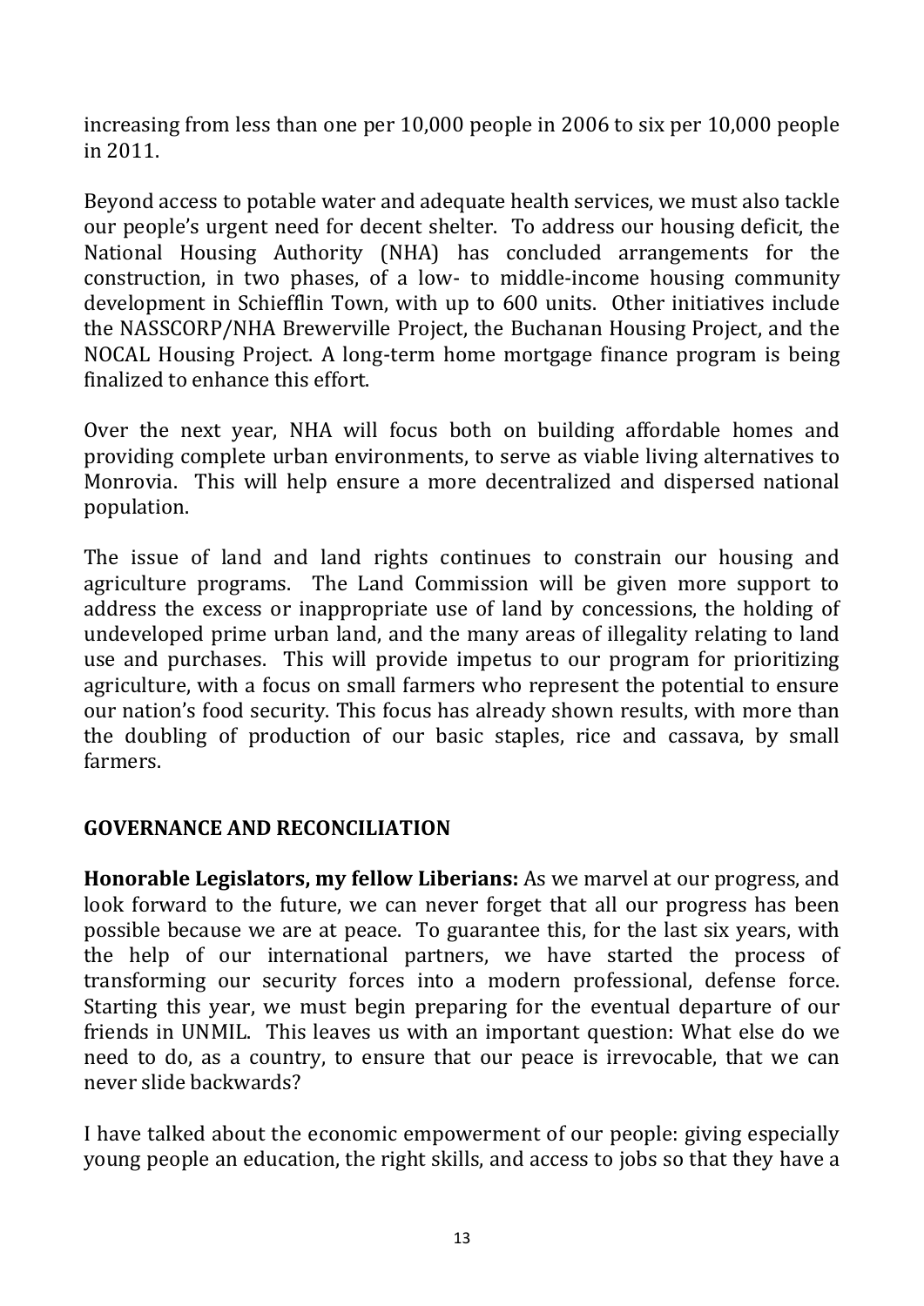increasing from less than one per 10,000 people in 2006 to six per 10,000 people in 2011.

Beyond access to potable water and adequate health services, we must also tackle our people's urgent need for decent shelter. To address our housing deficit, the National Housing Authority (NHA) has concluded arrangements for the construction, in two phases, of a low- to middle-income housing community development in Schiefflin Town, with up to 600 units. Other initiatives include the NASSCORP/NHA Brewerville Project, the Buchanan Housing Project, and the NOCAL Housing Project. A long-term home mortgage finance program is being finalized to enhance this effort.

Over the next year, NHA will focus both on building affordable homes and providing complete urban environments, to serve as viable living alternatives to Monrovia. This will help ensure a more decentralized and dispersed national population.

The issue of land and land rights continues to constrain our housing and agriculture programs. The Land Commission will be given more support to address the excess or inappropriate use of land by concessions, the holding of undeveloped prime urban land, and the many areas of illegality relating to land use and purchases. This will provide impetus to our program for prioritizing agriculture, with a focus on small farmers who represent the potential to ensure our nation's food security. This focus has already shown results, with more than the doubling of production of our basic staples, rice and cassava, by small farmers.

## GOVERNANCE AND RECONCILIATION

**Honorable Legislators, my fellow Liberians:** As we marvel at our progress, and look forward to the future, we can never forget that all our progress has been possible because we are at peace. To guarantee this, for the last six years, with the help of our international partners, we have started the process of transforming our security forces into a modern professional, defense force. Starting this year, we must begin preparing for the eventual departure of our friends in UNMIL. This leaves us with an important question: What else do we need to do, as a country, to ensure that our peace is irrevocable, that we can never slide backwards?

I have talked about the economic empowerment of our people: giving especially young people an education, the right skills, and access to jobs so that they have a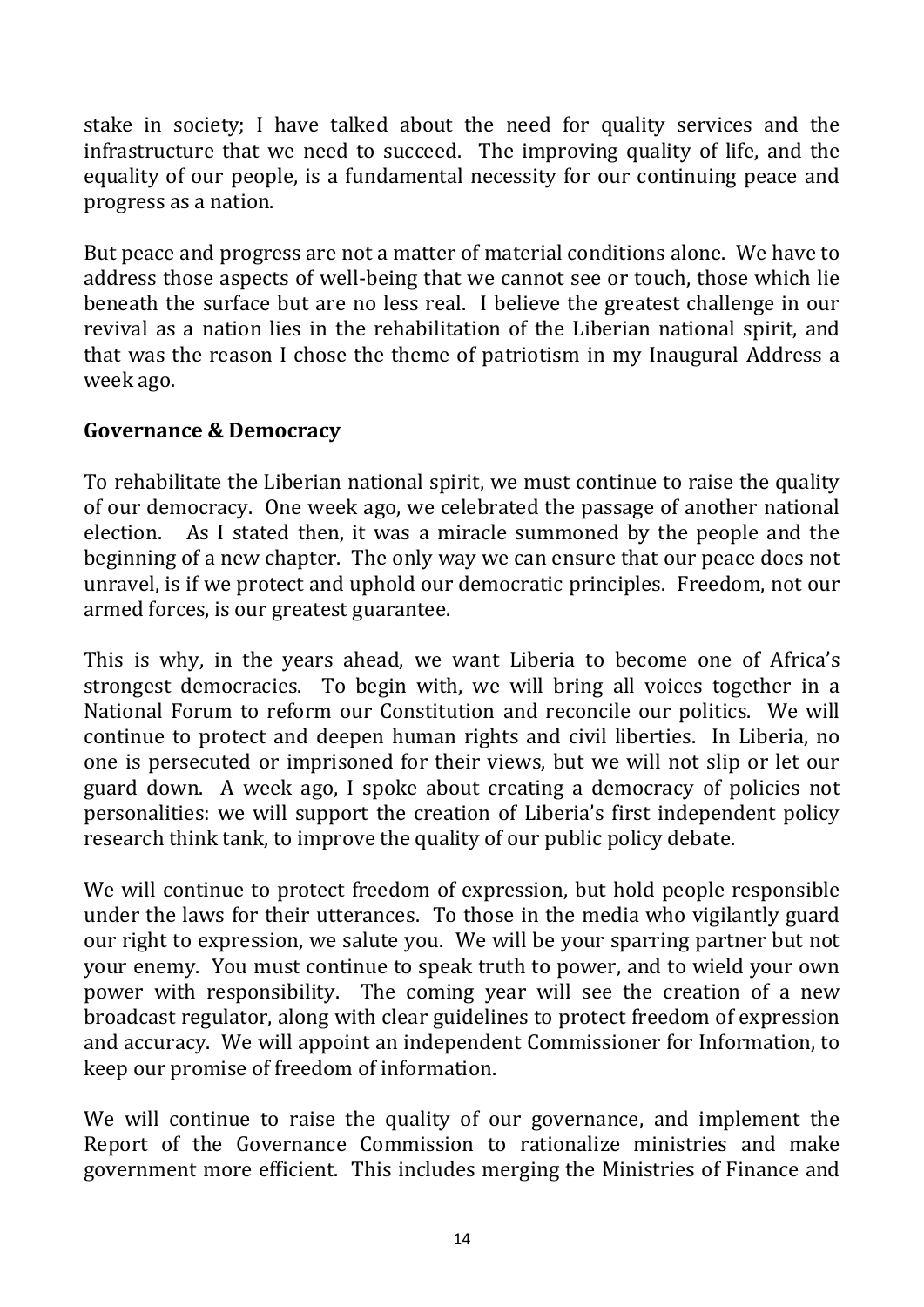stake in society; I have talked about the need for quality services and the infrastructure that we need to succeed. The improving quality of life, and the equality of our people, is a fundamental necessity for our continuing peace and progress as a nation.

But peace and progress are not a matter of material conditions alone. We have to address those aspects of well-being that we cannot see or touch, those which lie beneath the surface but are no less real. I believe the greatest challenge in our revival as a nation lies in the rehabilitation of the Liberian national spirit, and that was the reason I chose the theme of patriotism in my Inaugural Address a week ago.

**Governance & Democracy**

To rehabilitate the Liberian national spirit, we must continue to raise the quality of our democracy. One week ago, we celebrated the passage of another national election. As I stated then, it was a miracle summoned by the people and the beginning of a new chapter. The only way we can ensure that our peace does not unravel, is if we protect and uphold our democratic principles. Freedom, not our armed forces, is our greatest guarantee.

This is why, in the years ahead, we want Liberia to become one of Africa's strongest democracies. To begin with, we will bring all voices together in a National Forum to reform our Constitution and reconcile our politics. We will continue to protect and deepen human rights and civil liberties. In Liberia, no one is persecuted or imprisoned for their views, but we will not slip or let our guard down. A week ago, I spoke about creating a democracy of policies not personalities: we will support the creation of Liberia's first independent policy research think tank, to improve the quality of our public policy debate.

We will continue to protect freedom of expression, but hold people responsible under the laws for their utterances. To those in the media who vigilantly guard our right to expression, we salute you. We will be your sparring partner but not your enemy. You must continue to speak truth to power, and to wield your own power with responsibility. The coming year will see the creation of a new broadcast regulator, along with clear guidelines to protect freedom of expression and accuracy. We will appoint an independent Commissioner for Information, to keep our promise of freedom of information.

We will continue to raise the quality of our governance, and implement the Report of the Governance Commission to rationalize ministries and make government more efficient. This includes merging the Ministries of Finance and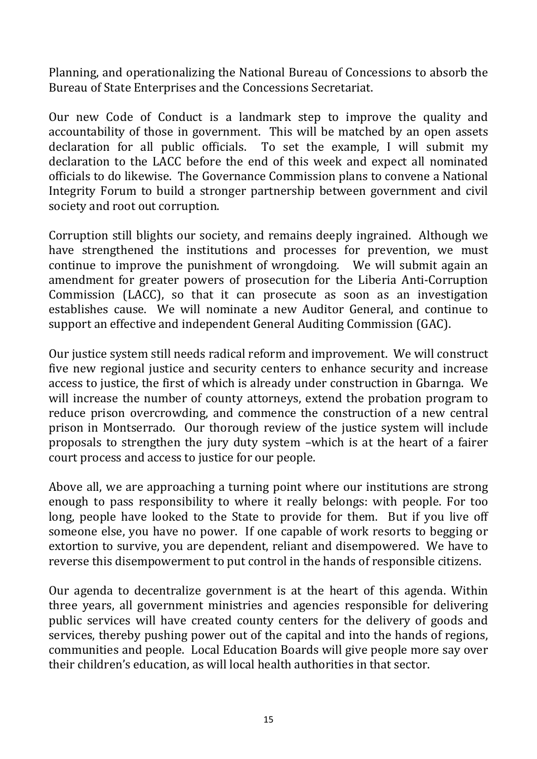Planning, and operationalizing the National Bureau of Concessions to absorb the Bureau of State Enterprises and the Concessions Secretariat.

Our new Code of Conduct is a landmark step to improve the quality and accountability of those in government. This will be matched by an open assets declaration for all public officials. To set the example, I will submit my declaration to the LACC before the end of this week and expect all nominated officials to do likewise. The Governance Commission plans to convene a National Integrity Forum to build a stronger partnership between government and civil society and root out corruption.

Corruption still blights our society, and remains deeply ingrained. Although we have strengthened the institutions and processes for prevention, we must continue to improve the punishment of wrongdoing. We will submit again an amendment for greater powers of prosecution for the Liberia Anti-Corruption Commission (LACC), so that it can prosecute as soon as an investigation establishes cause. We will nominate a new Auditor General, and continue to support an effective and independent General Auditing Commission (GAC).

Our justice system still needs radical reform and improvement. We will construct five new regional justice and security centers to enhance security and increase access to justice, the first of which is already under construction in Gbarnga. We will increase the number of county attorneys, extend the probation program to reduce prison overcrowding, and commence the construction of a new central prison in Montserrado. Our thorough review of the justice system will include proposals to strengthen the jury duty system –which is at the heart of a fairer court process and access to justice for our people.

Above all, we are approaching a turning point where our institutions are strong enough to pass responsibility to where it really belongs: with people. For too long, people have looked to the State to provide for them. But if you live off someone else, you have no power. If one capable of work resorts to begging or extortion to survive, you are dependent, reliant and disempowered. We have to reverse this disempowerment to put control in the hands of responsible citizens.

Our agenda to decentralize government is at the heart of this agenda. Within three years, all government ministries and agencies responsible for delivering public services will have created county centers for the delivery of goods and services, thereby pushing power out of the capital and into the hands of regions, communities and people. Local Education Boards will give people more say over their children's education, as will local health authorities in that sector.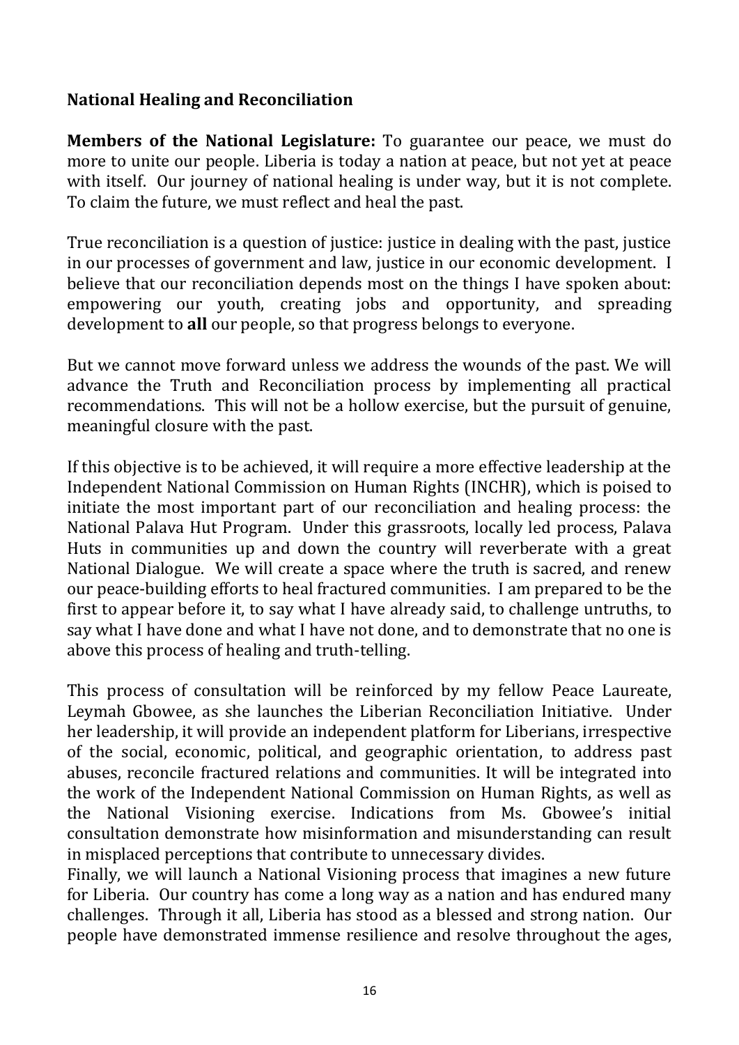**National Healing and Reconciliation**

**Members of the National Legislature:** To guarantee our peace, we must do more to unite our people. Liberia is today a nation at peace, but not yet at peace with itself. Our journey of national healing is under way, but it is not complete. To claim the future, we must reflect and heal the past.

True reconciliation is a question of justice: justice in dealing with the past, justice in our processes of government and law, justice in our economic development. I believe that our reconciliation depends most on the things I have spoken about: empowering our youth, creating jobs and opportunity, and spreading development to **all** our people, so that progress belongs to everyone.

But we cannot move forward unless we address the wounds of the past. We will advance the Truth and Reconciliation process by implementing all practical recommendations. This will not be a hollow exercise, but the pursuit of genuine, meaningful closure with the past.

If this objective is to be achieved, it will require a more effective leadership at the Independent National Commission on Human Rights (INCHR), which is poised to initiate the most important part of our reconciliation and healing process: the National Palava Hut Program. Under this grassroots, locally led process, Palava Huts in communities up and down the country will reverberate with a great National Dialogue. We will create a space where the truth is sacred, and renew our peace-building efforts to heal fractured communities. I am prepared to be the first to appear before it, to say what I have already said, to challenge untruths, to say what I have done and what I have not done, and to demonstrate that no one is above this process of healing and truth-telling.

This process of consultation will be reinforced by my fellow Peace Laureate, Leymah Gbowee, as she launches the Liberian Reconciliation Initiative. Under her leadership, it will provide an independent platform for Liberians, irrespective of the social, economic, political, and geographic orientation, to address past abuses, reconcile fractured relations and communities. It will be integrated into the work of the Independent National Commission on Human Rights, as well as the National Visioning exercise. Indications from Ms. Gbowee's initial consultation demonstrate how misinformation and misunderstanding can result in misplaced perceptions that contribute to unnecessary divides.

Finally, we will launch a National Visioning process that imagines a new future for Liberia. Our country has come a long way as a nation and has endured many challenges. Through it all, Liberia has stood as a blessed and strong nation. Our people have demonstrated immense resilience and resolve throughout the ages,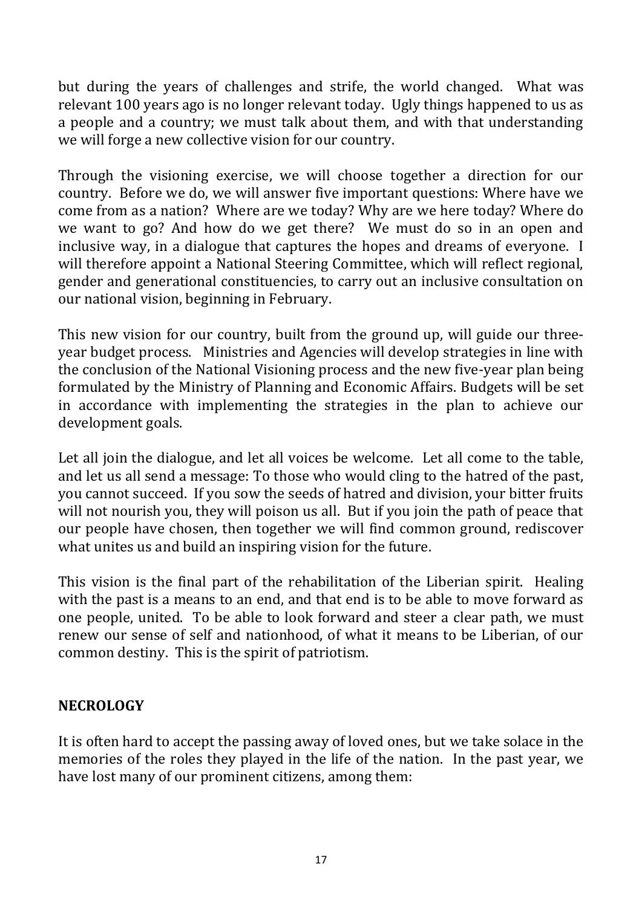but during the years of challenges and strife, the world changed. What was relevant 100 years ago is no longer relevant today. Ugly things happened to us as a people and a country; we must talk about them, and with that understanding we will forge a new collective vision for our country.

Through the visioning exercise, we will choose together a direction for our country. Before we do, we will answer five important questions: Where have we come from as a nation? Where are we today? Why are we here today? Where do we want to go? And how do we get there? We must do so in an open and inclusive way, in a dialogue that captures the hopes and dreams of everyone. I will therefore appoint a National Steering Committee, which will reflect regional, gender and generational constituencies, to carry out an inclusive consultation on our national vision, beginning in February.

This new vision for our country, built from the ground up, will guide our three-year budget process. Ministries and Agencies will develop strategies in line with the conclusion of the National Visioning process and the new five-year plan being formulated by the Ministry of Planning and Economic Affairs. Budgets will be set in accordance with implementing the strategies in the plan to achieve our development goals.

Let all join the dialogue, and let all voices be welcome. Let all come to the table, and let us all send a message: To those who would cling to the hatred of the past, you cannot succeed. If you sow the seeds of hatred and division, your bitter fruits will not nourish you, they will poison us all. But if you join the path of peace that our people have chosen, then together we will find common ground, rediscover what unites us and build an inspiring vision for the future.

This vision is the final part of the rehabilitation of the Liberian spirit. Healing with the past is a means to an end, and that end is to be able to move forward as one people, united. To be able to look forward and steer a clear path, we must renew our sense of self and nationhood, of what it means to be Liberian, of our common destiny. This is the spirit of patriotism.

## NECROLOGY

It is often hard to accept the passing away of loved ones, but we take solace in the memories of the roles they played in the life of the nation. In the past year, we have lost many of our prominent citizens, among them: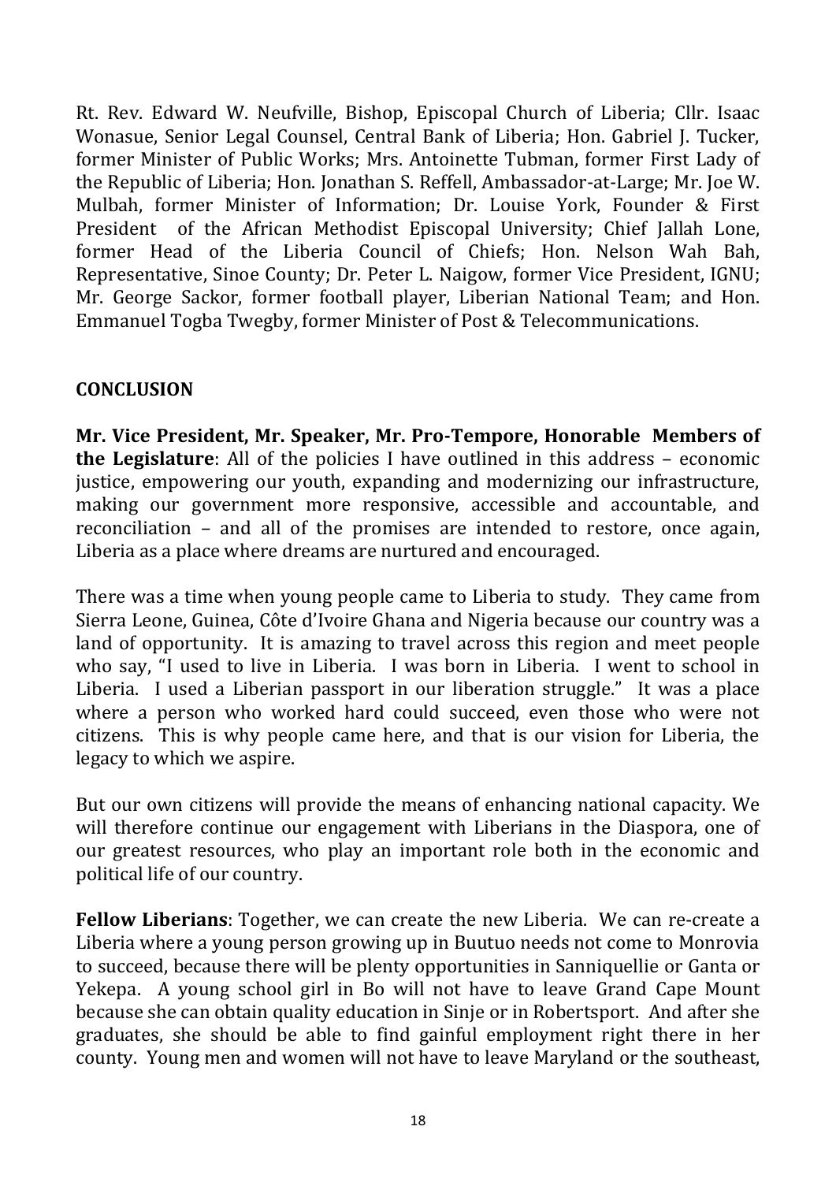Rt. Rev. Edward W. Neufville, Bishop, Episcopal Church of Liberia; Cllr. Isaac Wonasue, Senior Legal Counsel, Central Bank of Liberia; Hon. Gabriel J. Tucker, former Minister of Public Works; Mrs. Antoinette Tubman, former First Lady of the Republic of Liberia; Hon. Jonathan S. Reffell, Ambassador-at-Large; Mr. Joe W. Mulbah, former Minister of Information; Dr. Louise York, Founder & First President of the African Methodist Episcopal University; Chief Jallah Lone, former Head of the Liberia Council of Chiefs; Hon. Nelson Wah Bah, Representative, Sinoe County; Dr. Peter L. Naigow, former Vice President, IGNU; Mr. George Sackor, former football player, Liberian National Team; and Hon. Emmanuel Togba Twegby, former Minister of Post & Telecommunications.

## CONCLUSION

**Mr. Vice President, Mr. Speaker, Mr. Pro-Tempore, Honorable Members of the Legislature**: All of the policies I have outlined in this address – economic justice, empowering our youth, expanding and modernizing our infrastructure, making our government more responsive, accessible and accountable, and reconciliation – and all of the promises are intended to restore, once again, Liberia as a place where dreams are nurtured and encouraged.

There was a time when young people came to Liberia to study. They came from Sierra Leone, Guinea, Côte d'Ivoire Ghana and Nigeria because our country was a land of opportunity. It is amazing to travel across this region and meet people who say, "I used to live in Liberia. I was born in Liberia. I went to school in Liberia. I used a Liberian passport in our liberation struggle." It was a place where a person who worked hard could succeed, even those who were not citizens. This is why people came here, and that is our vision for Liberia, the legacy to which we aspire.

But our own citizens will provide the means of enhancing national capacity. We will therefore continue our engagement with Liberians in the Diaspora, one of our greatest resources, who play an important role both in the economic and political life of our country.

**Fellow Liberians**: Together, we can create the new Liberia. We can re-create a Liberia where a young person growing up in Buutuo needs not come to Monrovia to succeed, because there will be plenty opportunities in Sanniquellie or Ganta or Yekepa. A young school girl in Bo will not have to leave Grand Cape Mount because she can obtain quality education in Sinje or in Robertsport. And after she graduates, she should be able to find gainful employment right there in her county. Young men and women will not have to leave Maryland or the southeast,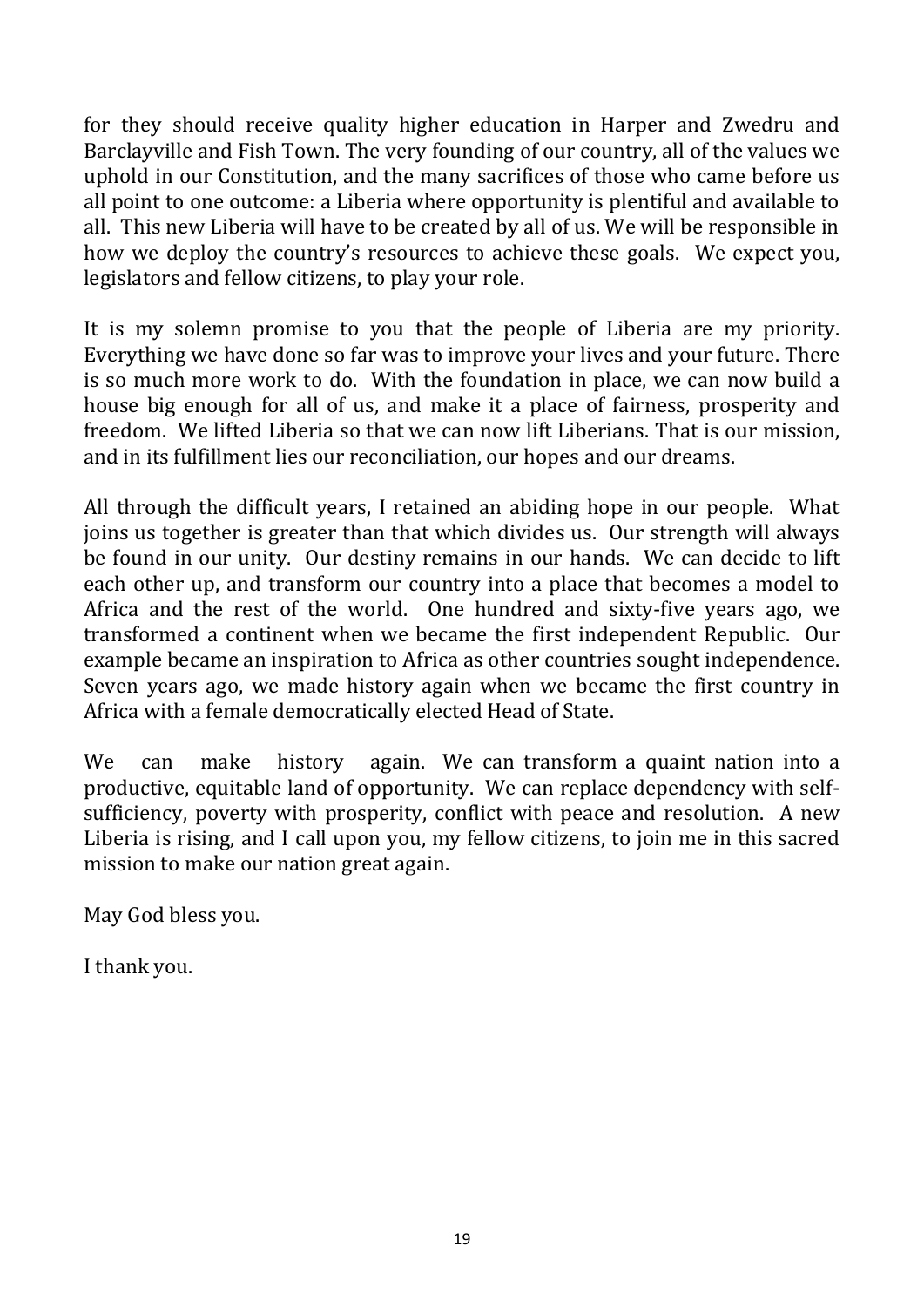for they should receive quality higher education in Harper and Zwedru and Barclayville and Fish Town. The very founding of our country, all of the values we uphold in our Constitution, and the many sacrifices of those who came before us all point to one outcome: a Liberia where opportunity is plentiful and available to all. This new Liberia will have to be created by all of us. We will be responsible in how we deploy the country's resources to achieve these goals. We expect you, legislators and fellow citizens, to play your role.

It is my solemn promise to you that the people of Liberia are my priority. Everything we have done so far was to improve your lives and your future. There is so much more work to do. With the foundation in place, we can now build a house big enough for all of us, and make it a place of fairness, prosperity and freedom. We lifted Liberia so that we can now lift Liberians. That is our mission, and in its fulfillment lies our reconciliation, our hopes and our dreams.

All through the difficult years, I retained an abiding hope in our people. What joins us together is greater than that which divides us. Our strength will always be found in our unity. Our destiny remains in our hands. We can decide to lift each other up, and transform our country into a place that becomes a model to Africa and the rest of the world. One hundred and sixty-five years ago, we transformed a continent when we became the first independent Republic. Our example became an inspiration to Africa as other countries sought independence. Seven years ago, we made history again when we became the first country in Africa with a female democratically elected Head of State.

We can make history again. We can transform a quaint nation into a productive, equitable land of opportunity. We can replace dependency with self-sufficiency, poverty with prosperity, conflict with peace and resolution. A new Liberia is rising, and I call upon you, my fellow citizens, to join me in this sacred mission to make our nation great again.

May God bless you.

I thank you.